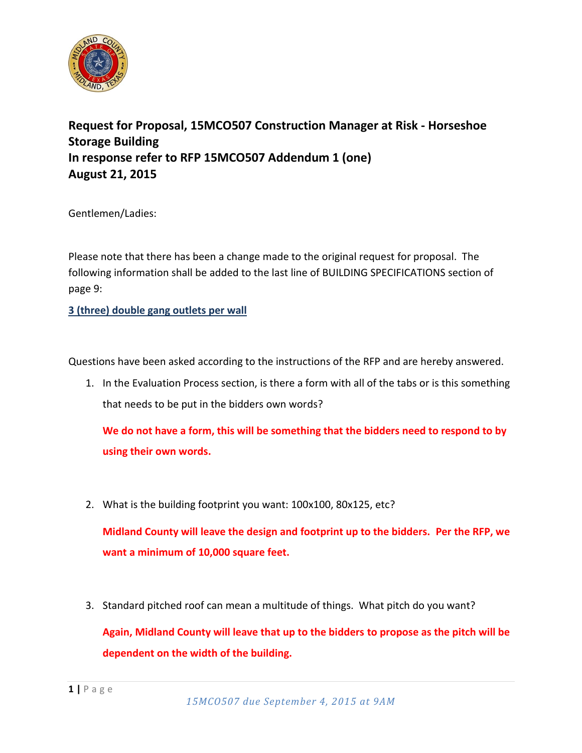**Request for Proposal, 15MCO507 Construction Manager at Risk - Horseshoe Storage Building**
**In response refer to RFP 15MCO507 Addendum 1 (one)**
**August 21, 2015**

Gentlemen/Ladies:

Please note that there has been a change made to the original request for proposal. The following information shall be added to the last line of BUILDING SPECIFICATIONS section of page 9:

**3 (three) double gang outlets per wall**

Questions have been asked according to the instructions of the RFP and are hereby answered.

1. In the Evaluation Process section, is there a form with all of the tabs or is this something that needs to be put in the bidders own words?

   **We do not have a form, this will be something that the bidders need to respond to by using their own words.**

2. What is the building footprint you want: 100x100, 80x125, etc?

   **Midland County will leave the design and footprint up to the bidders. Per the RFP, we want a minimum of 10,000 square feet.**

3. Standard pitched roof can mean a multitude of things. What pitch do you want?

   **Again, Midland County will leave that up to the bidders to propose as the pitch will be dependent on the width of the building.**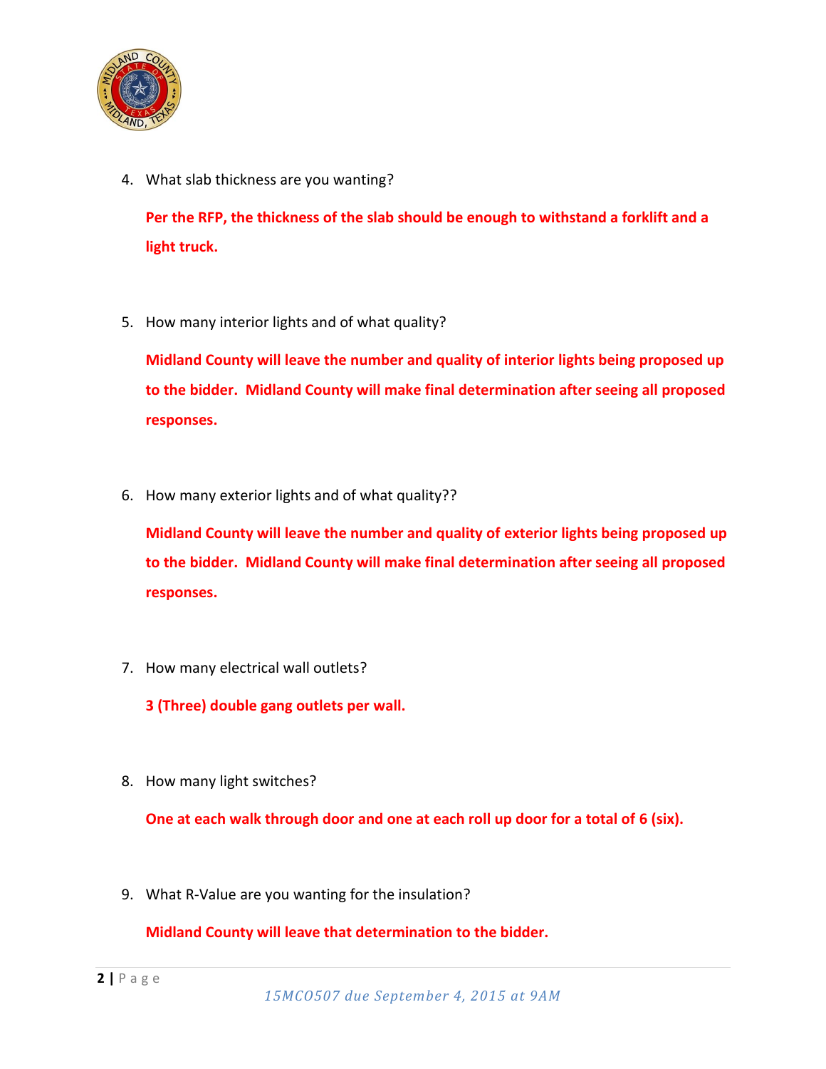4. What slab thickness are you wanting?

   **Per the RFP, the thickness of the slab should be enough to withstand a forklift and a light truck.**

5. How many interior lights and of what quality?

   **Midland County will leave the number and quality of interior lights being proposed up to the bidder. Midland County will make final determination after seeing all proposed responses.**

6. How many exterior lights and of what quality??

   **Midland County will leave the number and quality of exterior lights being proposed up to the bidder. Midland County will make final determination after seeing all proposed responses.**

7. How many electrical wall outlets?

   **3 (Three) double gang outlets per wall.**

8. How many light switches?

   **One at each walk through door and one at each roll up door for a total of 6 (six).**

9. What R-Value are you wanting for the insulation?

   **Midland County will leave that determination to the bidder.**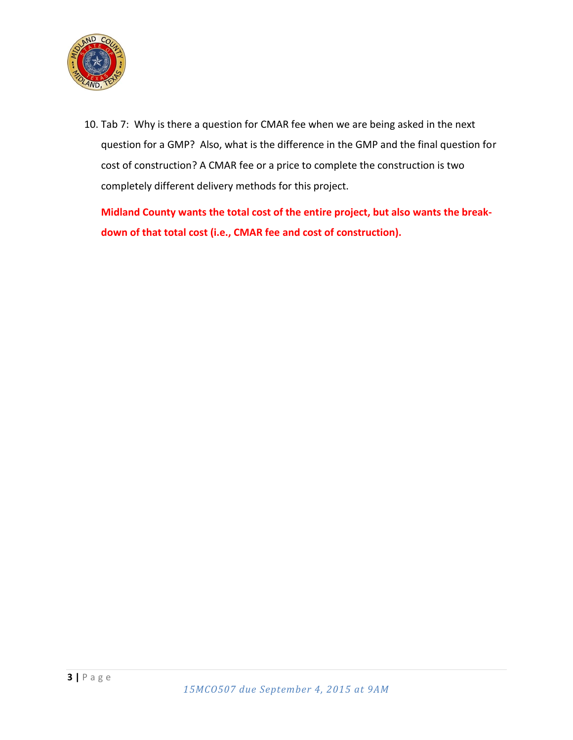10. Tab 7: Why is there a question for CMAR fee when we are being asked in the next question for a GMP? Also, what is the difference in the GMP and the final question for cost of construction? A CMAR fee or a price to complete the construction is two completely different delivery methods for this project.

    **Midland County wants the total cost of the entire project, but also wants the break-down of that total cost (i.e., CMAR fee and cost of construction).**